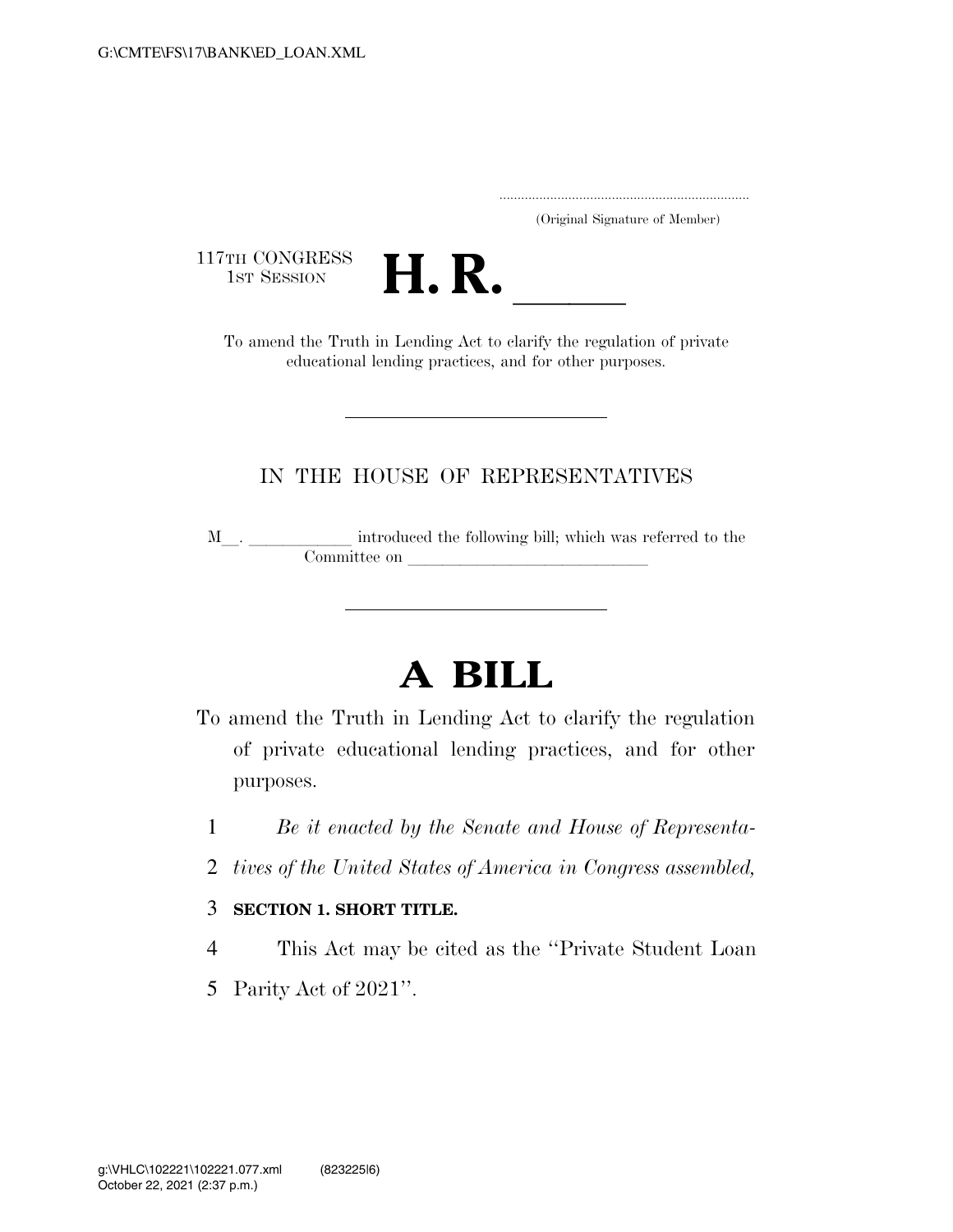(Original Signature of Member)

117TH CONGRESS
1ST SESSION

# H. R. \_\_\_\_\_

To amend the Truth in Lending Act to clarify the regulation of private educational lending practices, and for other purposes.

IN THE HOUSE OF REPRESENTATIVES

M\_\_. \_\_\_\_\_\_\_\_\_\_\_\_ introduced the following bill; which was referred to the Committee on \_\_\_\_\_\_\_\_\_\_\_\_\_\_\_\_\_\_\_\_\_\_\_\_\_\_\_\_\_\_

# A BILL

To amend the Truth in Lending Act to clarify the regulation of private educational lending practices, and for other purposes.

1 *Be it enacted by the Senate and House of Representa-*
2 *tives of the United States of America in Congress assembled,*

3 **SECTION 1. SHORT TITLE.**

4 This Act may be cited as the ''Private Student Loan
5 Parity Act of 2021''.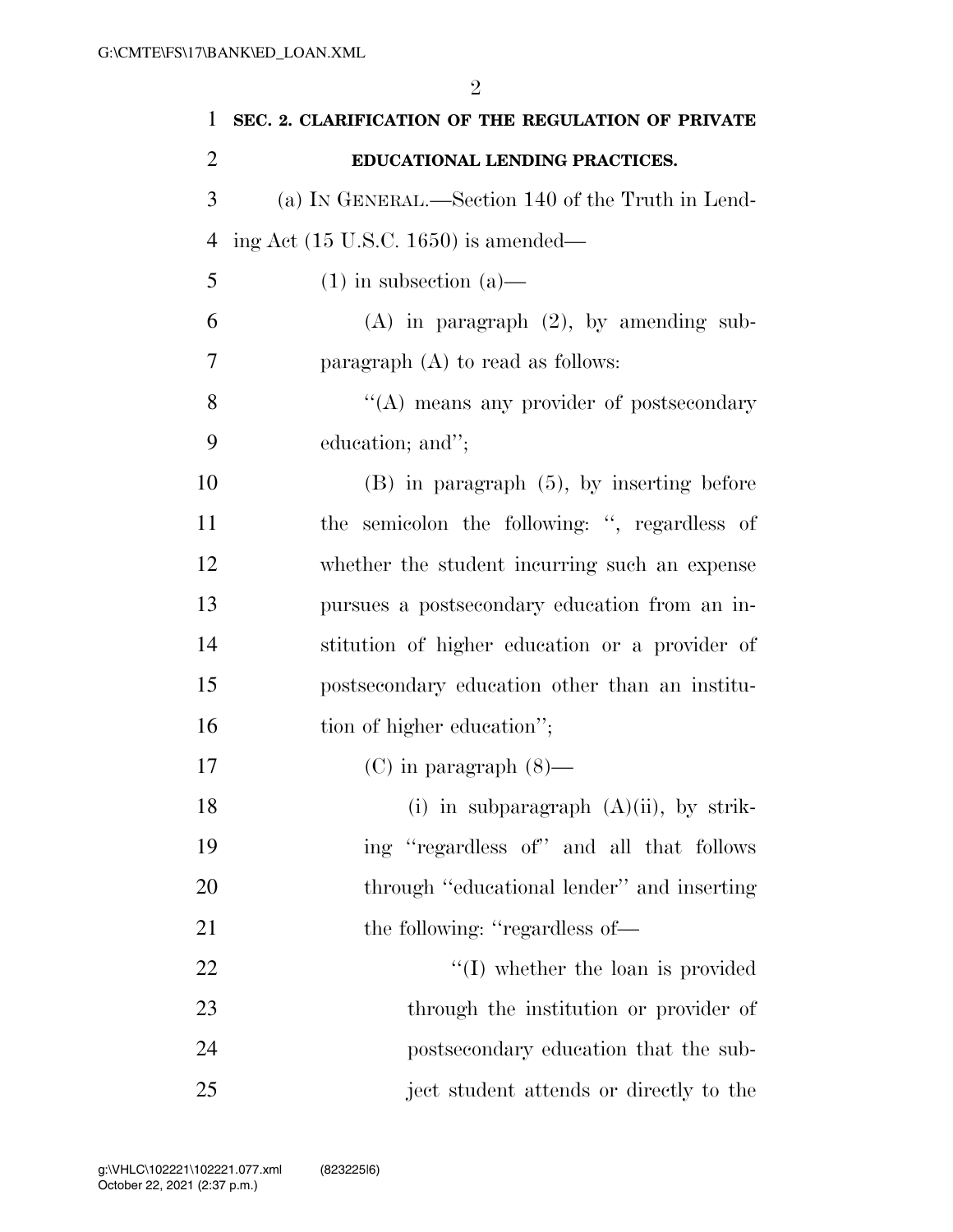**SEC. 2. CLARIFICATION OF THE REGULATION OF PRIVATE EDUCATIONAL LENDING PRACTICES.**

(a) IN GENERAL.—Section 140 of the Truth in Lending Act (15 U.S.C. 1650) is amended—

(1) in subsection (a)—

(A) in paragraph (2), by amending subparagraph (A) to read as follows:

"(A) means any provider of postsecondary education; and";

(B) in paragraph (5), by inserting before the semicolon the following: ", regardless of whether the student incurring such an expense pursues a postsecondary education from an institution of higher education or a provider of postsecondary education other than an institution of higher education";

(C) in paragraph (8)—

(i) in subparagraph (A)(ii), by striking "regardless of" and all that follows through "educational lender" and inserting the following: "regardless of—

"(I) whether the loan is provided through the institution or provider of postsecondary education that the subject student attends or directly to the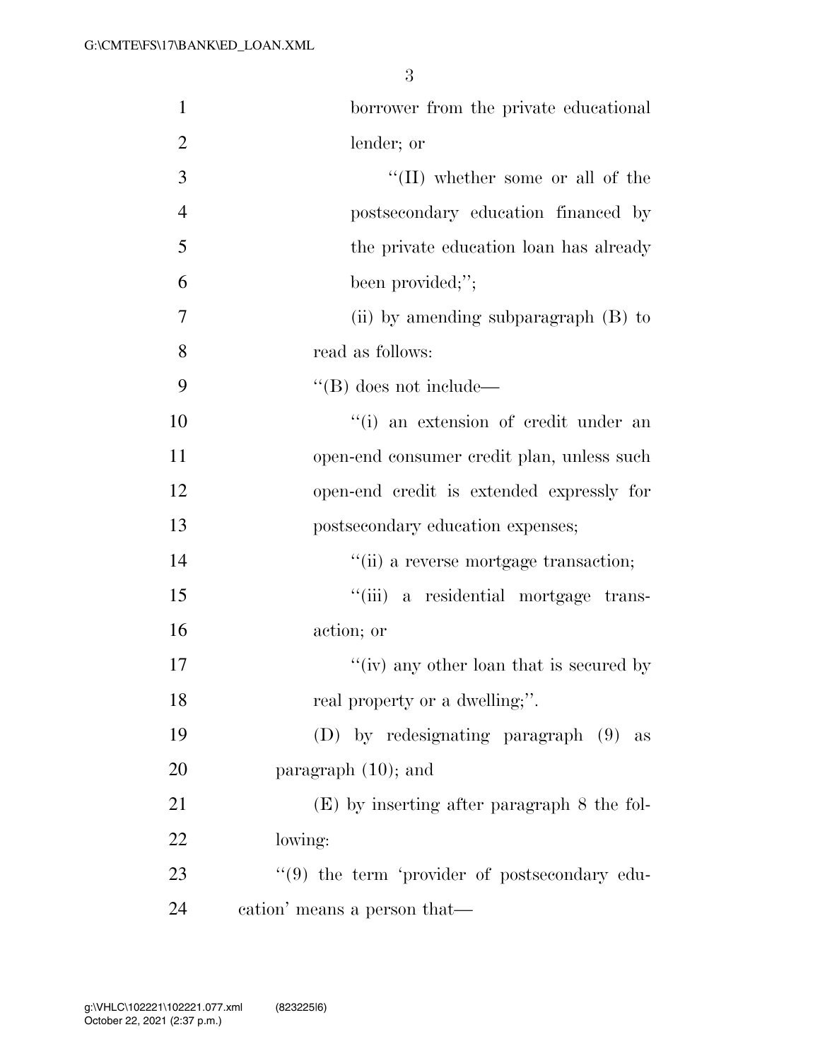borrower from the private educational lender; or

''(II) whether some or all of the postsecondary education financed by the private education loan has already been provided;'';

(ii) by amending subparagraph (B) to read as follows:

''(B) does not include—

''(i) an extension of credit under an open-end consumer credit plan, unless such open-end credit is extended expressly for postsecondary education expenses;

''(ii) a reverse mortgage transaction;

''(iii) a residential mortgage transaction; or

''(iv) any other loan that is secured by real property or a dwelling;''.

(D) by redesignating paragraph (9) as paragraph (10); and

(E) by inserting after paragraph 8 the following:

''(9) the term 'provider of postsecondary education' means a person that—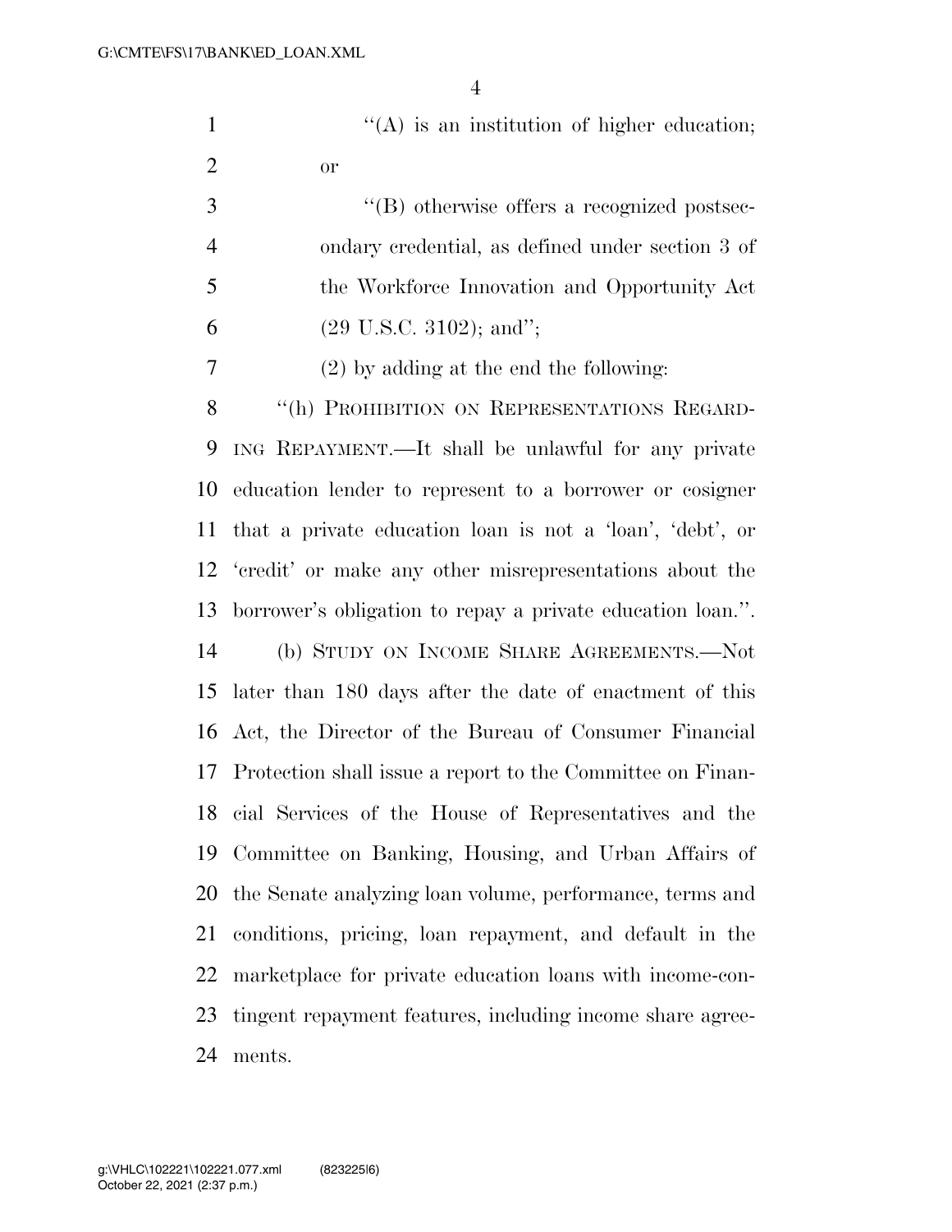"(A) is an institution of higher education; or

"(B) otherwise offers a recognized postsecondary credential, as defined under section 3 of the Workforce Innovation and Opportunity Act (29 U.S.C. 3102); and";

(2) by adding at the end the following:

"(h) PROHIBITION ON REPRESENTATIONS REGARDING REPAYMENT.—It shall be unlawful for any private education lender to represent to a borrower or cosigner that a private education loan is not a 'loan', 'debt', or 'credit' or make any other misrepresentations about the borrower's obligation to repay a private education loan.".

(b) STUDY ON INCOME SHARE AGREEMENTS.—Not later than 180 days after the date of enactment of this Act, the Director of the Bureau of Consumer Financial Protection shall issue a report to the Committee on Financial Services of the House of Representatives and the Committee on Banking, Housing, and Urban Affairs of the Senate analyzing loan volume, performance, terms and conditions, pricing, loan repayment, and default in the marketplace for private education loans with income-contingent repayment features, including income share agreements.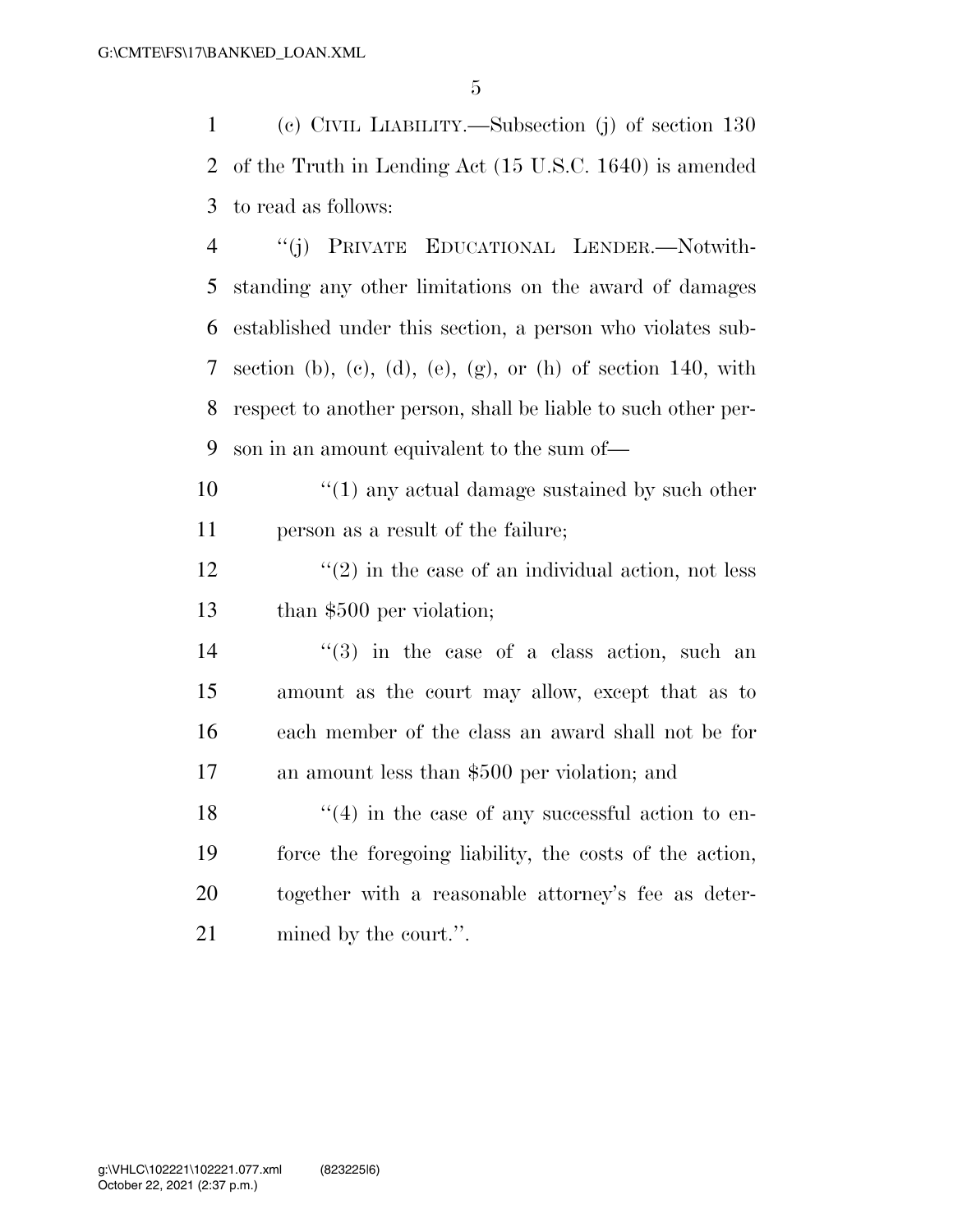(c) CIVIL LIABILITY.—Subsection (j) of section 130 of the Truth in Lending Act (15 U.S.C. 1640) is amended to read as follows:

"(j) PRIVATE EDUCATIONAL LENDER.—Notwithstanding any other limitations on the award of damages established under this section, a person who violates subsection (b), (c), (d), (e), (g), or (h) of section 140, with respect to another person, shall be liable to such other person in an amount equivalent to the sum of—

"(1) any actual damage sustained by such other person as a result of the failure;

"(2) in the case of an individual action, not less than $500 per violation;

"(3) in the case of a class action, such an amount as the court may allow, except that as to each member of the class an award shall not be for an amount less than $500 per violation; and

"(4) in the case of any successful action to enforce the foregoing liability, the costs of the action, together with a reasonable attorney's fee as determined by the court.".